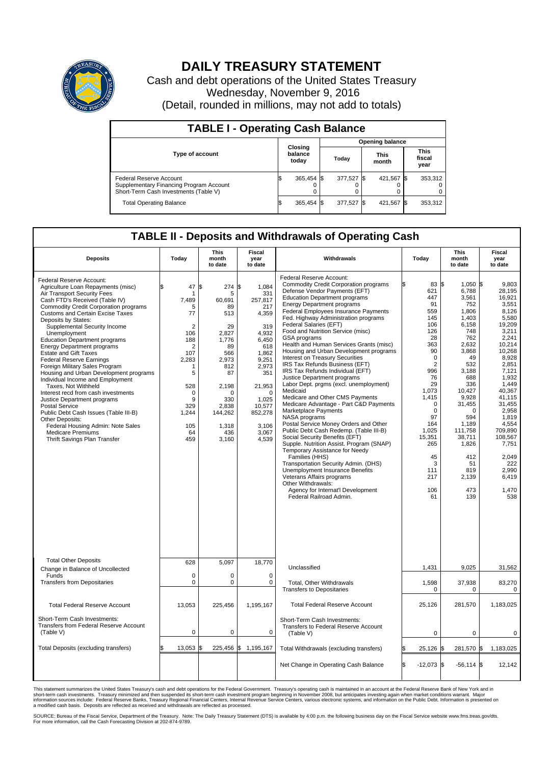# DAILY TREASURY STATEMENT

Cash and debt operations of the United States Treasury
Wednesday, November 9, 2016
(Detail, rounded in millions, may not add to totals)

## TABLE I - Operating Cash Balance

| Type of account | Closing balance today | Opening balance Today | Opening balance This month | Opening balance This fiscal year |
|---|---|---|---|---|
| Federal Reserve Account | $ 365,454 | $ 377,527 | $ 421,567 | $ 353,312 |
| Supplementary Financing Program Account | 0 | 0 | 0 | 0 |
| Short-Term Cash Investments (Table V) | 0 | 0 | 0 | 0 |
| Total Operating Balance | $ 365,454 | $ 377,527 | $ 421,567 | $ 353,312 |

## TABLE II - Deposits and Withdrawals of Operating Cash

| Deposits | Today | This month to date | Fiscal year to date |
|---|---|---|---|
| Federal Reserve Account: | | | |
| Agriculture Loan Repayments (misc) | $ 47 | $ 274 | $ 1,084 |
| Air Transport Security Fees | 1 | 5 | 331 |
| Cash FTD's Received (Table IV) | 7,489 | 60,691 | 257,817 |
| Commodity Credit Corporation programs | 5 | 89 | 217 |
| Customs and Certain Excise Taxes | 77 | 513 | 4,359 |
| Deposits by States: | | | |
| Supplemental Security Income | 2 | 29 | 319 |
| Unemployment | 106 | 2,827 | 4,932 |
| Education Department programs | 188 | 1,776 | 6,450 |
| Energy Department programs | 2 | 89 | 618 |
| Estate and Gift Taxes | 107 | 566 | 1,862 |
| Federal Reserve Earnings | 2,283 | 2,973 | 9,251 |
| Foreign Military Sales Program | 1 | 812 | 2,973 |
| Housing and Urban Development programs | 5 | 87 | 351 |
| Individual Income and Employment Taxes, Not Withheld | 528 | 2,198 | 21,953 |
| Interest recd from cash investments | 0 | 0 | 0 |
| Justice Department programs | 9 | 330 | 1,025 |
| Postal Service | 329 | 2,838 | 10,577 |
| Public Debt Cash Issues (Table III-B) | 1,244 | 144,262 | 852,278 |
| Other Deposits: | | | |
| Federal Housing Admin: Note Sales | 105 | 1,318 | 3,106 |
| Medicare Premiums | 64 | 436 | 3,067 |
| Thrift Savings Plan Transfer | 459 | 3,160 | 4,539 |
| Total Other Deposits | 628 | 5,097 | 18,770 |
| Change in Balance of Uncollected Funds | 0 | 0 | 0 |
| Transfers from Depositaries | 0 | 0 | 0 |
| Total Federal Reserve Account | 13,053 | 225,456 | 1,195,167 |
| Short-Term Cash Investments: Transfers from Federal Reserve Account (Table V) | 0 | 0 | 0 |
| Total Deposits (excluding transfers) | $ 13,053 | $ 225,456 | $ 1,195,167 |

| Withdrawals | Today | This month to date | Fiscal year to date |
|---|---|---|---|
| Federal Reserve Account: | | | |
| Commodity Credit Corporation programs | $ 83 | $ 1,050 | $ 9,803 |
| Defense Vendor Payments (EFT) | 621 | 6,788 | 28,195 |
| Education Department programs | 447 | 3,561 | 16,921 |
| Energy Department programs | 91 | 752 | 3,551 |
| Federal Employees Insurance Payments | 559 | 1,806 | 8,126 |
| Fed. Highway Administration programs | 145 | 1,403 | 5,580 |
| Federal Salaries (EFT) | 106 | 6,158 | 19,209 |
| Food and Nutrition Service (misc) | 126 | 748 | 3,211 |
| GSA programs | 28 | 762 | 2,241 |
| Health and Human Services Grants (misc) | 363 | 2,632 | 10,214 |
| Housing and Urban Development programs | 90 | 3,868 | 10,268 |
| Interest on Treasury Securities | 0 | 49 | 8,928 |
| IRS Tax Refunds Business (EFT) | 2 | 532 | 2,851 |
| IRS Tax Refunds Individual (EFT) | 996 | 3,188 | 7,121 |
| Justice Department programs | 76 | 688 | 1,932 |
| Labor Dept. prgms (excl. unemployment) | 29 | 336 | 1,449 |
| Medicaid | 1,073 | 10,427 | 40,367 |
| Medicare and Other CMS Payments | 1,415 | 9,928 | 41,115 |
| Medicare Advantage - Part C&D Payments | 0 | 31,455 | 31,455 |
| Marketplace Payments | 0 | 0 | 2,958 |
| NASA programs | 97 | 594 | 1,819 |
| Postal Service Money Orders and Other | 164 | 1,189 | 4,554 |
| Public Debt Cash Redemp. (Table III-B) | 1,025 | 111,758 | 709,890 |
| Social Security Benefits (EFT) | 15,351 | 38,711 | 108,567 |
| Supple. Nutrition Assist. Program (SNAP) | 265 | 1,826 | 7,751 |
| Temporary Assistance for Needy Families (HHS) | 45 | 412 | 2,049 |
| Transportation Security Admin. (DHS) | 3 | 51 | 222 |
| Unemployment Insurance Benefits | 111 | 819 | 2,990 |
| Veterans Affairs programs | 217 | 2,139 | 6,419 |
| Other Withdrawals: | | | |
| Agency for Internat'l Development | 106 | 473 | 1,470 |
| Federal Railroad Admin. | 61 | 139 | 538 |
| Unclassified | 1,431 | 9,025 | 31,562 |
| Total, Other Withdrawals | 1,598 | 37,938 | 83,270 |
| Transfers to Depositaries | 0 | 0 | 0 |
| Total Federal Reserve Account | 25,126 | 281,570 | 1,183,025 |
| Short-Term Cash Investments: Transfers to Federal Reserve Account (Table V) | 0 | 0 | 0 |
| Total Withdrawals (excluding transfers) | $ 25,126 | $ 281,570 | $ 1,183,025 |
| Net Change in Operating Cash Balance | $ -12,073 | $ -56,114 | $ 12,142 |

This statement summarizes the United States Treasury's cash and debt operations for the Federal Government. Treasury's operating cash is maintained in an account at the Federal Reserve Bank of New York and in short-term cash investments. Treasury minimized and then suspended its short-term cash investment program beginning in November 2008, but anticipates investing again when market conditions warrant. Major information sources include: Federal Reserve Banks, Treasury Regional Financial Centers, Internal Revenue Service Centers, various electronic systems, and information on the Public Debt. Information is presented on a modified cash basis. Deposits are reflected as received and withdrawals are reflected as processed.

SOURCE: Bureau of the Fiscal Service, Department of the Treasury. Note: The Daily Treasury Statement (DTS) is available by 4:00 p.m. the following business day on the Fiscal Service website www.fms.treas.gov/dts. For more information, call the Cash Forecasting Division at 202-874-9789.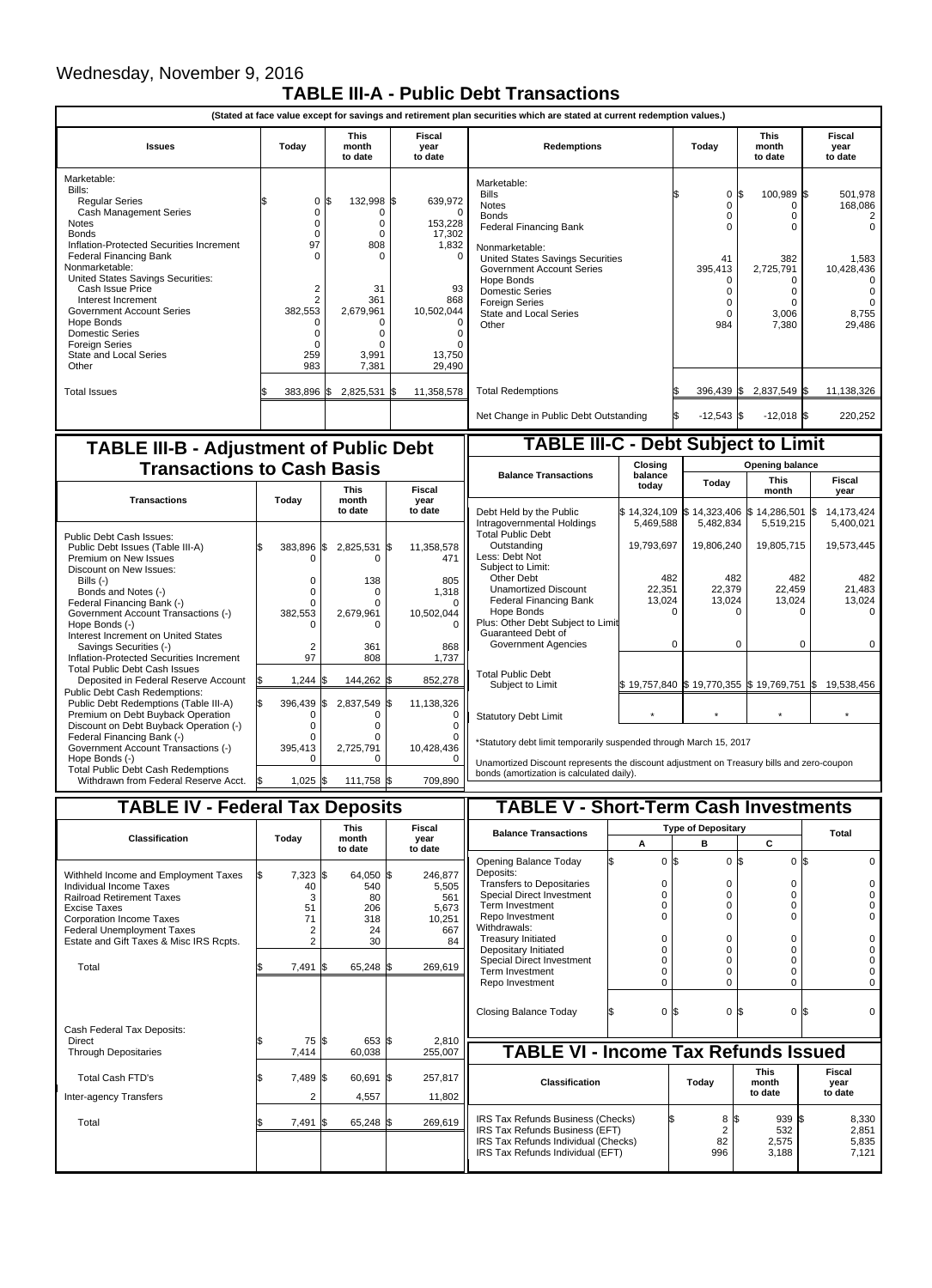Wednesday, November 9, 2016

# TABLE III-A - Public Debt Transactions

(Stated at face value except for savings and retirement plan securities which are stated at current redemption values.)

| Issues | Today | This month to date | Fiscal year to date |
|---|---|---|---|
| Marketable: | | | |
| Bills: | | | |
| Regular Series | $ 0 | $ 132,998 | $ 639,972 |
| Cash Management Series | 0 | 0 | 0 |
| Notes | 0 | 0 | 153,228 |
| Bonds | 0 | 0 | 17,302 |
| Inflation-Protected Securities Increment | 97 | 808 | 1,832 |
| Federal Financing Bank | 0 | 0 | 0 |
| Nonmarketable: | | | |
| United States Savings Securities: | | | |
| Cash Issue Price | 2 | 31 | 93 |
| Interest Increment | 2 | 361 | 868 |
| Government Account Series | 382,553 | 2,679,961 | 10,502,044 |
| Hope Bonds | 0 | 0 | 0 |
| Domestic Series | 0 | 0 | 0 |
| Foreign Series | 0 | 0 | 0 |
| State and Local Series | 259 | 3,991 | 13,750 |
| Other | 983 | 7,381 | 29,490 |
| Total Issues | $ 383,896 | $ 2,825,531 | $ 11,358,578 |

| Redemptions | Today | This month to date | Fiscal year to date |
|---|---|---|---|
| Marketable: | | | |
| Bills | $ 0 | $ 100,989 | $ 501,978 |
| Notes | 0 | 0 | 168,086 |
| Bonds | 0 | 0 | 2 |
| Federal Financing Bank | 0 | 0 | 0 |
| Nonmarketable: | | | |
| United States Savings Securities | 41 | 382 | 1,583 |
| Government Account Series | 395,413 | 2,725,791 | 10,428,436 |
| Hope Bonds | 0 | 0 | 0 |
| Domestic Series | 0 | 0 | 0 |
| Foreign Series | 0 | 0 | 0 |
| State and Local Series | 0 | 3,006 | 8,755 |
| Other | 984 | 7,380 | 29,486 |
| Total Redemptions | $ 396,439 | $ 2,837,549 | $ 11,138,326 |
| Net Change in Public Debt Outstanding | $ -12,543 | $ -12,018 | $ 220,252 |

# TABLE III-B - Adjustment of Public Debt Transactions to Cash Basis

| Transactions | Today | This month to date | Fiscal year to date |
|---|---|---|---|
| Public Debt Cash Issues: | | | |
| Public Debt Issues (Table III-A) | $ 383,896 | $ 2,825,531 | $ 11,358,578 |
| Premium on New Issues | 0 | 0 | 471 |
| Discount on New Issues: | | | |
| Bills (-) | 0 | 138 | 805 |
| Bonds and Notes (-) | 0 | 0 | 1,318 |
| Federal Financing Bank (-) | 0 | 0 | 0 |
| Government Account Transactions (-) | 382,553 | 2,679,961 | 10,502,044 |
| Hope Bonds (-) | 0 | 0 | 0 |
| Interest Increment on United States Savings Securities (-) | 2 | 361 | 868 |
| Inflation-Protected Securities Increment | 97 | 808 | 1,737 |
| Total Public Debt Cash Issues Deposited in Federal Reserve Account | $ 1,244 | $ 144,262 | $ 852,278 |
| Public Debt Cash Redemptions: | | | |
| Public Debt Redemptions (Table III-A) | $ 396,439 | $ 2,837,549 | $ 11,138,326 |
| Premium on Debt Buyback Operation | 0 | 0 | 0 |
| Discount on Debt Buyback Operation (-) | 0 | 0 | 0 |
| Federal Financing Bank (-) | 0 | 0 | 0 |
| Government Account Transactions (-) | 395,413 | 2,725,791 | 10,428,436 |
| Hope Bonds (-) | 0 | 0 | 0 |
| Total Public Debt Cash Redemptions Withdrawn from Federal Reserve Acct. | $ 1,025 | $ 111,758 | $ 709,890 |

# TABLE III-C - Debt Subject to Limit

| Balance Transactions | Closing balance today | Opening balance Today | Opening balance This month | Opening balance Fiscal year |
|---|---|---|---|---|
| Debt Held by the Public | $ 14,324,109 | $ 14,323,406 | $ 14,286,501 | $ 14,173,424 |
| Intragovernmental Holdings | 5,469,588 | 5,482,834 | 5,519,215 | 5,400,021 |
| Total Public Debt Outstanding | 19,793,697 | 19,806,240 | 19,805,715 | 19,573,445 |
| Less: Debt Not Subject to Limit: | | | | |
| Other Debt | 482 | 482 | 482 | 482 |
| Unamortized Discount | 22,351 | 22,379 | 22,459 | 21,483 |
| Federal Financing Bank | 13,024 | 13,024 | 13,024 | 13,024 |
| Hope Bonds | 0 | 0 | 0 | 0 |
| Plus: Other Debt Subject to Limit | | | | |
| Guaranteed Debt of Government Agencies | 0 | 0 | 0 | 0 |
| Total Public Debt Subject to Limit | $ 19,757,840 | $ 19,770,355 | $ 19,769,751 | $ 19,538,456 |
| Statutory Debt Limit | * | * | * | * |

*Statutory debt limit temporarily suspended through March 15, 2017

Unamortized Discount represents the discount adjustment on Treasury bills and zero-coupon bonds (amortization is calculated daily).

# TABLE IV - Federal Tax Deposits

| Classification | Today | This month to date | Fiscal year to date |
|---|---|---|---|
| Withheld Income and Employment Taxes | $ 7,323 | $ 64,050 | $ 246,877 |
| Individual Income Taxes | 40 | 540 | 5,505 |
| Railroad Retirement Taxes | 3 | 80 | 561 |
| Excise Taxes | 51 | 206 | 5,673 |
| Corporation Income Taxes | 71 | 318 | 10,251 |
| Federal Unemployment Taxes | 2 | 24 | 667 |
| Estate and Gift Taxes & Misc IRS Rcpts. | 2 | 30 | 84 |
| Total | $ 7,491 | $ 65,248 | $ 269,619 |
| Cash Federal Tax Deposits: | | | |
| Direct | $ 75 | $ 653 | $ 2,810 |
| Through Depositaries | 7,414 | 60,038 | 255,007 |
| Total Cash FTD's | $ 7,489 | $ 60,691 | $ 257,817 |
| Inter-agency Transfers | 2 | 4,557 | 11,802 |
| Total | $ 7,491 | $ 65,248 | $ 269,619 |

# TABLE V - Short-Term Cash Investments

| Balance Transactions | Type of Depositary A | B | C | Total |
|---|---|---|---|---|
| Opening Balance Today | $ 0 | $ 0 | $ 0 | $ 0 |
| Deposits: | | | | |
| Transfers to Depositaries | 0 | 0 | 0 | 0 |
| Special Direct Investment | 0 | 0 | 0 | 0 |
| Term Investment | 0 | 0 | 0 | 0 |
| Repo Investment | 0 | 0 | 0 | 0 |
| Withdrawals: | | | | |
| Treasury Initiated | 0 | 0 | 0 | 0 |
| Depositary Initiated | 0 | 0 | 0 | 0 |
| Special Direct Investment | 0 | 0 | 0 | 0 |
| Term Investment | 0 | 0 | 0 | 0 |
| Repo Investment | 0 | 0 | 0 | 0 |
| Closing Balance Today | $ 0 | $ 0 | $ 0 | $ 0 |

# TABLE VI - Income Tax Refunds Issued

| Classification | Today | This month to date | Fiscal year to date |
|---|---|---|---|
| IRS Tax Refunds Business (Checks) | $ 8 | $ 939 | $ 8,330 |
| IRS Tax Refunds Business (EFT) | 2 | 532 | 2,851 |
| IRS Tax Refunds Individual (Checks) | 82 | 2,575 | 5,835 |
| IRS Tax Refunds Individual (EFT) | 996 | 3,188 | 7,121 |